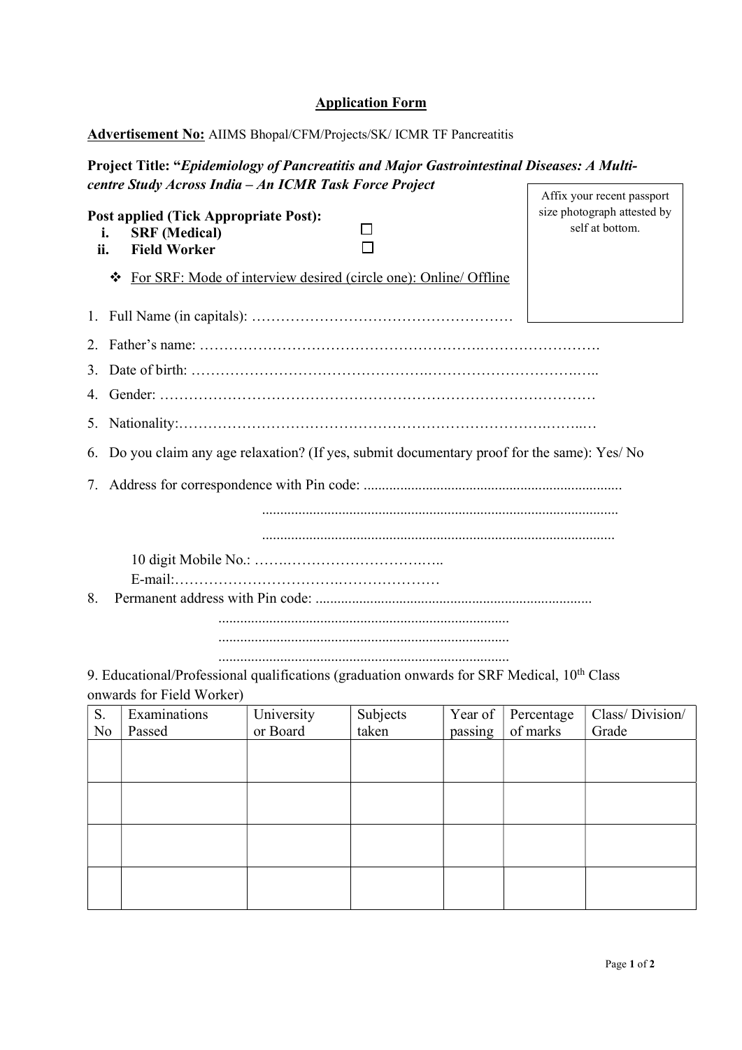## Application Form

**Advertisement No:** AIIMS Bhopal/CFM/Projects/SK/ ICMR TF Pancreatitis

**Project Title: "*Epidemiology of Pancreatitis and Major Gastrointestinal Diseases: A Multi-centre Study Across India – An ICMR Task Force Project***

Affix your recent passport size photograph attested by self at bottom.

**Post applied (Tick Appropriate Post):**

i. **SRF (Medical)** ☐
ii. **Field Worker** ☐

❖ For SRF: Mode of interview desired (circle one): Online/ Offline

1. Full Name (in capitals): ……………………………………………
2. Father's name: ……………………………………………………………………….
3. Date of birth: …………………………………………………………………………..
4. Gender: ………………………………………………………………………………
5. Nationality:…………………………………………………………………………..…
6. Do you claim any age relaxation? (If yes, submit documentary proof for the same): Yes/ No
7. Address for correspondence with Pin code: .....................................................................
   ................................................................................................
   ................................................................................................

   10 digit Mobile No.: …….……………………….…..
   E-mail:………………………….…………………
8. Permanent address with Pin code: ..........................................................................
   ...............................................................................
   ...............................................................................
   ...............................................................................

9. Educational/Professional qualifications (graduation onwards for SRF Medical, 10th Class onwards for Field Worker)

| S. No | Examinations Passed | University or Board | Subjects taken | Year of passing | Percentage of marks | Class/ Division/ Grade |
|---|---|---|---|---|---|---|
| | | | | | | |
| | | | | | | |
| | | | | | | |
| | | | | | | |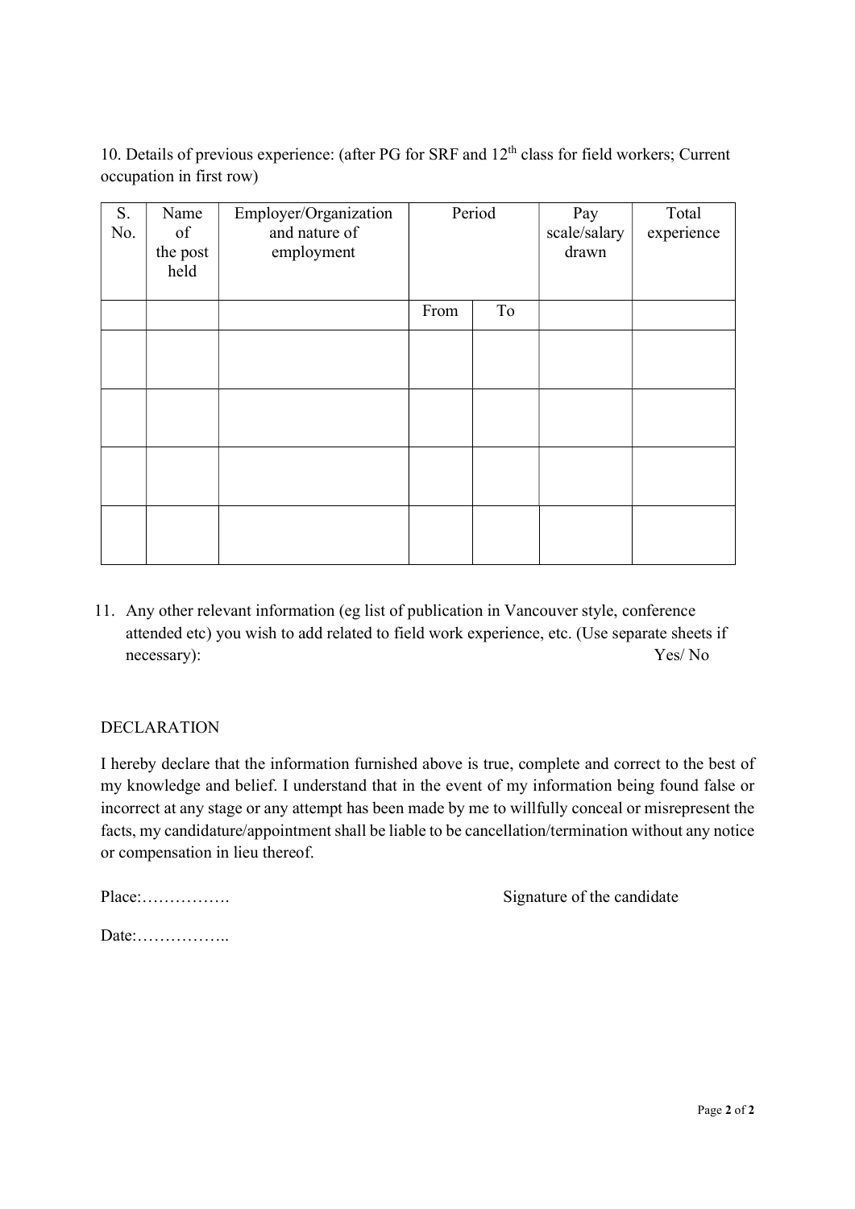10. Details of previous experience: (after PG for SRF and $12^{th}$ class for field workers; Current occupation in first row)

| S. No. | Name of the post held | Employer/Organization and nature of employment | Period | | Pay scale/salary drawn | Total experience |
|---|---|---|---|---|---|---|
| | | | From | To | | |
| | | | | | | |
| | | | | | | |
| | | | | | | |
| | | | | | | |

11. Any other relevant information (eg list of publication in Vancouver style, conference attended etc) you wish to add related to field work experience, etc. (Use separate sheets if necessary): Yes/ No

DECLARATION

I hereby declare that the information furnished above is true, complete and correct to the best of my knowledge and belief. I understand that in the event of my information being found false or incorrect at any stage or any attempt has been made by me to willfully conceal or misrepresent the facts, my candidature/appointment shall be liable to be cancellation/termination without any notice or compensation in lieu thereof.

Place:…………….

Signature of the candidate

Date:……………..